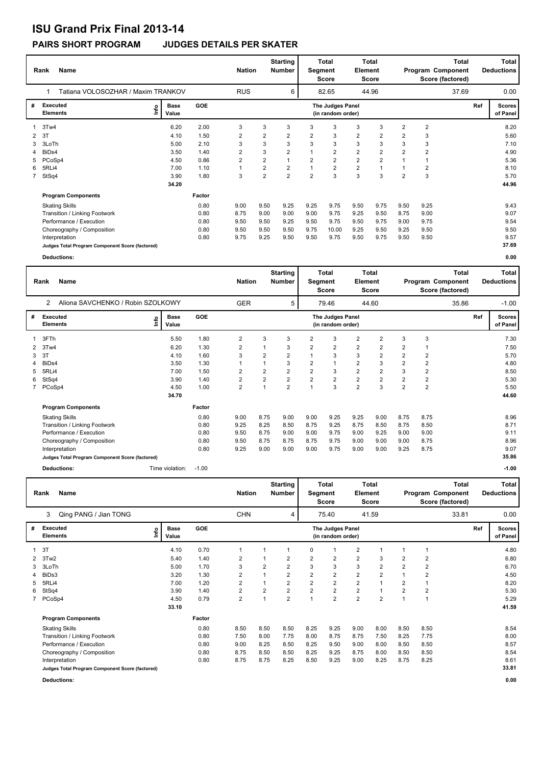# ISU Grand Prix Final 2013-14

## PAIRS SHORT PROGRAM JUDGES DETAILS PER SKATER

| Rank | Name | Nation | Starting Number | Total Segment Score | Total Element Score | Total Program Component Score (factored) | Total Deductions |
|---|---|---|---|---|---|---|---|
| 1 | Tatiana VOLOSOZHAR / Maxim TRANKOV | RUS | 6 | 82.65 | 44.96 | 37.69 | 0.00 |

| # | Executed Elements | Info | Base Value | GOE | J1 | J2 | J3 | J4 | J5 | J6 | J7 | J8 | J9 | Ref | Scores of Panel |
|---|---|---|---|---|---|---|---|---|---|---|---|---|---|---|---|
| 1 | 3Tw4 | | 6.20 | 2.00 | 3 | 3 | 3 | 3 | 3 | 3 | 3 | 2 | 2 | | 8.20 |
| 2 | 3T | | 4.10 | 1.50 | 2 | 2 | 2 | 2 | 3 | 2 | 2 | 2 | 3 | | 5.60 |
| 3 | 3LoTh | | 5.00 | 2.10 | 3 | 3 | 3 | 3 | 3 | 3 | 3 | 3 | 3 | | 7.10 |
| 4 | BiDs4 | | 3.50 | 1.40 | 2 | 3 | 2 | 1 | 2 | 2 | 2 | 2 | 2 | | 4.90 |
| 5 | PCoSp4 | | 4.50 | 0.86 | 2 | 2 | 1 | 2 | 2 | 2 | 2 | 1 | 1 | | 5.36 |
| 6 | 5RLi4 | | 7.00 | 1.10 | 1 | 2 | 2 | 1 | 2 | 2 | 1 | 1 | 2 | | 8.10 |
| 7 | StSq4 | | 3.90 | 1.80 | 3 | 2 | 2 | 2 | 3 | 3 | 3 | 2 | 3 | | 5.70 |
| | | | 34.20 | | | | | | | | | | | | 44.96 |

| Program Components | Factor | J1 | J2 | J3 | J4 | J5 | J6 | J7 | J8 | J9 | Scores |
|---|---|---|---|---|---|---|---|---|---|---|---|
| Skating Skills | 0.80 | 9.00 | 9.50 | 9.25 | 9.25 | 9.75 | 9.50 | 9.75 | 9.50 | 9.25 | 9.43 |
| Transition / Linking Footwork | 0.80 | 8.75 | 9.00 | 9.00 | 9.00 | 9.75 | 9.25 | 9.50 | 8.75 | 9.00 | 9.07 |
| Performance / Execution | 0.80 | 9.50 | 9.50 | 9.25 | 9.50 | 9.75 | 9.50 | 9.75 | 9.00 | 9.75 | 9.54 |
| Choreography / Composition | 0.80 | 9.50 | 9.50 | 9.50 | 9.75 | 10.00 | 9.25 | 9.50 | 9.25 | 9.50 | 9.50 |
| Interpretation | 0.80 | 9.75 | 9.25 | 9.50 | 9.50 | 9.75 | 9.50 | 9.75 | 9.50 | 9.50 | 9.57 |
| Judges Total Program Component Score (factored) | | | | | | | | | | | 37.69 |

**Deductions:** 0.00

| Rank | Name | Nation | Starting Number | Total Segment Score | Total Element Score | Total Program Component Score (factored) | Total Deductions |
|---|---|---|---|---|---|---|---|
| 2 | Aliona SAVCHENKO / Robin SZOLKOWY | GER | 5 | 79.46 | 44.60 | 35.86 | -1.00 |

| # | Executed Elements | Info | Base Value | GOE | J1 | J2 | J3 | J4 | J5 | J6 | J7 | J8 | J9 | Ref | Scores of Panel |
|---|---|---|---|---|---|---|---|---|---|---|---|---|---|---|---|
| 1 | 3FTh | | 5.50 | 1.80 | 2 | 3 | 3 | 2 | 3 | 2 | 2 | 3 | 3 | | 7.30 |
| 2 | 3Tw4 | | 6.20 | 1.30 | 2 | 1 | 3 | 2 | 2 | 2 | 2 | 2 | 1 | | 7.50 |
| 3 | 3T | | 4.10 | 1.60 | 3 | 2 | 2 | 1 | 3 | 3 | 2 | 2 | 2 | | 5.70 |
| 4 | BiDs4 | | 3.50 | 1.30 | 1 | 1 | 3 | 2 | 1 | 2 | 3 | 2 | 2 | | 4.80 |
| 5 | 5RLi4 | | 7.00 | 1.50 | 2 | 2 | 2 | 2 | 3 | 2 | 2 | 3 | 2 | | 8.50 |
| 6 | StSq4 | | 3.90 | 1.40 | 2 | 2 | 2 | 2 | 2 | 2 | 2 | 2 | 2 | | 5.30 |
| 7 | PCoSp4 | | 4.50 | 1.00 | 2 | 1 | 2 | 1 | 3 | 2 | 3 | 2 | 2 | | 5.50 |
| | | | 34.70 | | | | | | | | | | | | 44.60 |

| Program Components | Factor | J1 | J2 | J3 | J4 | J5 | J6 | J7 | J8 | J9 | Scores |
|---|---|---|---|---|---|---|---|---|---|---|---|
| Skating Skills | 0.80 | 9.00 | 8.75 | 9.00 | 9.00 | 9.25 | 9.25 | 9.00 | 8.75 | 8.75 | 8.96 |
| Transition / Linking Footwork | 0.80 | 9.25 | 8.25 | 8.50 | 8.75 | 9.25 | 8.75 | 8.50 | 8.75 | 8.50 | 8.71 |
| Performance / Execution | 0.80 | 9.50 | 8.75 | 9.00 | 9.00 | 9.75 | 9.00 | 9.25 | 9.00 | 9.00 | 9.11 |
| Choreography / Composition | 0.80 | 9.50 | 8.75 | 8.75 | 8.75 | 9.75 | 9.00 | 9.00 | 9.00 | 8.75 | 8.96 |
| Interpretation | 0.80 | 9.25 | 9.00 | 9.00 | 9.00 | 9.75 | 9.00 | 9.00 | 9.25 | 8.75 | 9.07 |
| Judges Total Program Component Score (factored) | | | | | | | | | | | 35.86 |

**Deductions:** Time violation: -1.00 — **-1.00**

| Rank | Name | Nation | Starting Number | Total Segment Score | Total Element Score | Total Program Component Score (factored) | Total Deductions |
|---|---|---|---|---|---|---|---|
| 3 | Qing PANG / Jian TONG | CHN | 4 | 75.40 | 41.59 | 33.81 | 0.00 |

| # | Executed Elements | Info | Base Value | GOE | J1 | J2 | J3 | J4 | J5 | J6 | J7 | J8 | J9 | Ref | Scores of Panel |
|---|---|---|---|---|---|---|---|---|---|---|---|---|---|---|---|
| 1 | 3T | | 4.10 | 0.70 | 1 | 1 | 1 | 0 | 1 | 2 | 1 | 1 | 1 | | 4.80 |
| 2 | 3Tw2 | | 5.40 | 1.40 | 2 | 1 | 2 | 2 | 2 | 2 | 3 | 2 | 2 | | 6.80 |
| 3 | 3LoTh | | 5.00 | 1.70 | 3 | 2 | 2 | 3 | 3 | 3 | 2 | 2 | 2 | | 6.70 |
| 4 | BiDs3 | | 3.20 | 1.30 | 2 | 1 | 2 | 2 | 2 | 2 | 2 | 1 | 2 | | 4.50 |
| 5 | 5RLi4 | | 7.00 | 1.20 | 2 | 1 | 2 | 2 | 2 | 2 | 1 | 2 | 1 | | 8.20 |
| 6 | StSq4 | | 3.90 | 1.40 | 2 | 2 | 2 | 2 | 2 | 2 | 1 | 2 | 2 | | 5.30 |
| 7 | PCoSp4 | | 4.50 | 0.79 | 2 | 1 | 2 | 1 | 2 | 2 | 2 | 1 | 1 | | 5.29 |
| | | | 33.10 | | | | | | | | | | | | 41.59 |

| Program Components | Factor | J1 | J2 | J3 | J4 | J5 | J6 | J7 | J8 | J9 | Scores |
|---|---|---|---|---|---|---|---|---|---|---|---|
| Skating Skills | 0.80 | 8.50 | 8.50 | 8.50 | 8.25 | 9.25 | 9.00 | 8.00 | 8.50 | 8.50 | 8.54 |
| Transition / Linking Footwork | 0.80 | 7.50 | 8.00 | 7.75 | 8.00 | 8.75 | 8.75 | 7.50 | 8.25 | 7.75 | 8.00 |
| Performance / Execution | 0.80 | 9.00 | 8.25 | 8.50 | 8.25 | 9.50 | 9.00 | 8.00 | 8.50 | 8.50 | 8.57 |
| Choreography / Composition | 0.80 | 8.75 | 8.50 | 8.50 | 8.25 | 9.25 | 8.75 | 8.00 | 8.50 | 8.50 | 8.54 |
| Interpretation | 0.80 | 8.75 | 8.75 | 8.25 | 8.50 | 9.25 | 9.00 | 8.25 | 8.75 | 8.25 | 8.61 |
| Judges Total Program Component Score (factored) | | | | | | | | | | | 33.81 |

**Deductions:** 0.00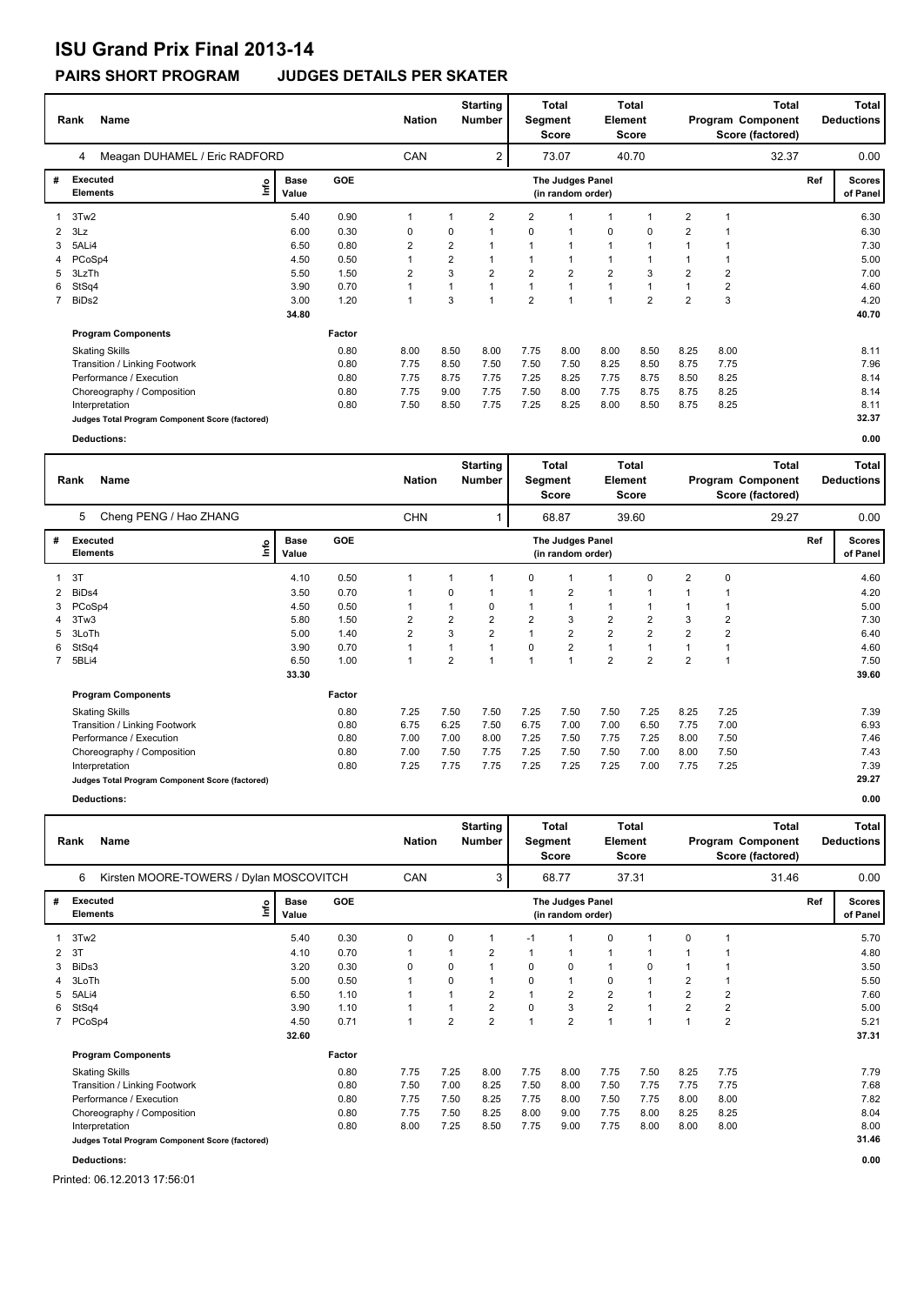# ISU Grand Prix Final 2013-14

## PAIRS SHORT PROGRAM JUDGES DETAILS PER SKATER

| Rank | Name | Nation | Starting Number | Total Segment Score | Total Element Score | Total Program Component Score (factored) | Total Deductions |
|---|---|---|---|---|---|---|---|
| 4 | Meagan DUHAMEL / Eric RADFORD | CAN | 2 | 73.07 | 40.70 | 32.37 | 0.00 |

| # | Executed Elements | Info | Base Value | GOE | J1 | J2 | J3 | J4 | J5 | J6 | J7 | J8 | J9 | Ref | Scores of Panel |
|---|---|---|---|---|---|---|---|---|---|---|---|---|---|---|---|
| 1 | 3Tw2 | | 5.40 | 0.90 | 1 | 1 | 2 | 2 | 1 | 1 | 1 | 2 | 1 | | 6.30 |
| 2 | 3Lz | | 6.00 | 0.30 | 0 | 0 | 1 | 0 | 1 | 0 | 0 | 2 | 1 | | 6.30 |
| 3 | 5ALi4 | | 6.50 | 0.80 | 2 | 2 | 1 | 1 | 1 | 1 | 1 | 1 | 1 | | 7.30 |
| 4 | PCoSp4 | | 4.50 | 0.50 | 1 | 2 | 1 | 1 | 1 | 1 | 1 | 1 | 1 | | 5.00 |
| 5 | 3LzTh | | 5.50 | 1.50 | 2 | 3 | 2 | 2 | 2 | 2 | 3 | 2 | 2 | | 7.00 |
| 6 | StSq4 | | 3.90 | 0.70 | 1 | 1 | 1 | 1 | 1 | 1 | 1 | 1 | 2 | | 4.60 |
| 7 | BiDs2 | | 3.00 | 1.20 | 1 | 3 | 1 | 2 | 1 | 1 | 2 | 2 | 3 | | 4.20 |
| | | | 34.80 | | | | | | | | | | | | 40.70 |

| Program Components | Factor | J1 | J2 | J3 | J4 | J5 | J6 | J7 | J8 | J9 | Scores of Panel |
|---|---|---|---|---|---|---|---|---|---|---|---|
| Skating Skills | 0.80 | 8.00 | 8.50 | 8.00 | 7.75 | 8.00 | 8.00 | 8.50 | 8.25 | 8.00 | 8.11 |
| Transition / Linking Footwork | 0.80 | 7.75 | 8.50 | 7.50 | 7.50 | 7.50 | 8.25 | 8.50 | 8.75 | 7.75 | 7.96 |
| Performance / Execution | 0.80 | 7.75 | 8.75 | 7.75 | 7.25 | 8.25 | 7.75 | 8.75 | 8.50 | 8.25 | 8.14 |
| Choreography / Composition | 0.80 | 7.75 | 9.00 | 7.75 | 7.50 | 8.00 | 7.75 | 8.75 | 8.75 | 8.25 | 8.14 |
| Interpretation | 0.80 | 7.50 | 8.50 | 7.75 | 7.25 | 8.25 | 8.00 | 8.50 | 8.75 | 8.25 | 8.11 |
| Judges Total Program Component Score (factored) | | | | | | | | | | | 32.37 |

Deductions: 0.00

| Rank | Name | Nation | Starting Number | Total Segment Score | Total Element Score | Total Program Component Score (factored) | Total Deductions |
|---|---|---|---|---|---|---|---|
| 5 | Cheng PENG / Hao ZHANG | CHN | 1 | 68.87 | 39.60 | 29.27 | 0.00 |

| # | Executed Elements | Info | Base Value | GOE | J1 | J2 | J3 | J4 | J5 | J6 | J7 | J8 | J9 | Ref | Scores of Panel |
|---|---|---|---|---|---|---|---|---|---|---|---|---|---|---|---|
| 1 | 3T | | 4.10 | 0.50 | 1 | 1 | 1 | 0 | 1 | 1 | 0 | 2 | 0 | | 4.60 |
| 2 | BiDs4 | | 3.50 | 0.70 | 1 | 0 | 1 | 1 | 2 | 1 | 1 | 1 | 1 | | 4.20 |
| 3 | PCoSp4 | | 4.50 | 0.50 | 1 | 1 | 0 | 1 | 1 | 1 | 1 | 1 | 1 | | 5.00 |
| 4 | 3Tw3 | | 5.80 | 1.50 | 2 | 2 | 2 | 2 | 3 | 2 | 2 | 3 | 2 | | 7.30 |
| 5 | 3LoTh | | 5.00 | 1.40 | 2 | 3 | 2 | 1 | 2 | 2 | 2 | 2 | 2 | | 6.40 |
| 6 | StSq4 | | 3.90 | 0.70 | 1 | 1 | 1 | 0 | 2 | 1 | 1 | 1 | 1 | | 4.60 |
| 7 | 5BLi4 | | 6.50 | 1.00 | 1 | 2 | 1 | 1 | 1 | 2 | 2 | 2 | 1 | | 7.50 |
| | | | 33.30 | | | | | | | | | | | | 39.60 |

| Program Components | Factor | J1 | J2 | J3 | J4 | J5 | J6 | J7 | J8 | J9 | Scores of Panel |
|---|---|---|---|---|---|---|---|---|---|---|---|
| Skating Skills | 0.80 | 7.25 | 7.50 | 7.50 | 7.25 | 7.50 | 7.50 | 7.25 | 8.25 | 7.25 | 7.39 |
| Transition / Linking Footwork | 0.80 | 6.75 | 6.25 | 7.50 | 6.75 | 7.00 | 7.00 | 6.50 | 7.75 | 7.00 | 6.93 |
| Performance / Execution | 0.80 | 7.00 | 7.00 | 8.00 | 7.25 | 7.50 | 7.75 | 7.25 | 8.00 | 7.50 | 7.46 |
| Choreography / Composition | 0.80 | 7.00 | 7.50 | 7.75 | 7.25 | 7.50 | 7.50 | 7.00 | 8.00 | 7.50 | 7.43 |
| Interpretation | 0.80 | 7.25 | 7.75 | 7.75 | 7.25 | 7.25 | 7.25 | 7.00 | 7.75 | 7.25 | 7.39 |
| Judges Total Program Component Score (factored) | | | | | | | | | | | 29.27 |

Deductions: 0.00

| Rank | Name | Nation | Starting Number | Total Segment Score | Total Element Score | Total Program Component Score (factored) | Total Deductions |
|---|---|---|---|---|---|---|---|
| 6 | Kirsten MOORE-TOWERS / Dylan MOSCOVITCH | CAN | 3 | 68.77 | 37.31 | 31.46 | 0.00 |

| # | Executed Elements | Info | Base Value | GOE | J1 | J2 | J3 | J4 | J5 | J6 | J7 | J8 | J9 | Ref | Scores of Panel |
|---|---|---|---|---|---|---|---|---|---|---|---|---|---|---|---|
| 1 | 3Tw2 | | 5.40 | 0.30 | 0 | 0 | 1 | -1 | 1 | 0 | 1 | 0 | 1 | | 5.70 |
| 2 | 3T | | 4.10 | 0.70 | 1 | 1 | 2 | 1 | 1 | 1 | 1 | 1 | 1 | | 4.80 |
| 3 | BiDs3 | | 3.20 | 0.30 | 0 | 0 | 1 | 0 | 0 | 1 | 0 | 1 | 1 | | 3.50 |
| 4 | 3LoTh | | 5.00 | 0.50 | 1 | 0 | 1 | 0 | 1 | 0 | 1 | 2 | 1 | | 5.50 |
| 5 | 5ALi4 | | 6.50 | 1.10 | 1 | 1 | 2 | 1 | 2 | 2 | 1 | 2 | 2 | | 7.60 |
| 6 | StSq4 | | 3.90 | 1.10 | 1 | 1 | 2 | 0 | 3 | 2 | 1 | 2 | 2 | | 5.00 |
| 7 | PCoSp4 | | 4.50 | 0.71 | 1 | 2 | 2 | 1 | 2 | 1 | 1 | 1 | 2 | | 5.21 |
| | | | 32.60 | | | | | | | | | | | | 37.31 |

| Program Components | Factor | J1 | J2 | J3 | J4 | J5 | J6 | J7 | J8 | J9 | Scores of Panel |
|---|---|---|---|---|---|---|---|---|---|---|---|
| Skating Skills | 0.80 | 7.75 | 7.25 | 8.00 | 7.75 | 8.00 | 7.75 | 7.50 | 8.25 | 7.75 | 7.79 |
| Transition / Linking Footwork | 0.80 | 7.50 | 7.00 | 8.25 | 7.50 | 8.00 | 7.50 | 7.75 | 7.75 | 7.75 | 7.68 |
| Performance / Execution | 0.80 | 7.75 | 7.50 | 8.25 | 7.75 | 8.00 | 7.50 | 7.75 | 8.00 | 8.00 | 7.82 |
| Choreography / Composition | 0.80 | 7.75 | 7.50 | 8.25 | 8.00 | 9.00 | 7.75 | 8.00 | 8.25 | 8.25 | 8.04 |
| Interpretation | 0.80 | 8.00 | 7.25 | 8.50 | 7.75 | 9.00 | 7.75 | 8.00 | 8.00 | 8.00 | 8.00 |
| Judges Total Program Component Score (factored) | | | | | | | | | | | 31.46 |

Deductions: 0.00

Printed: 06.12.2013 17:56:01